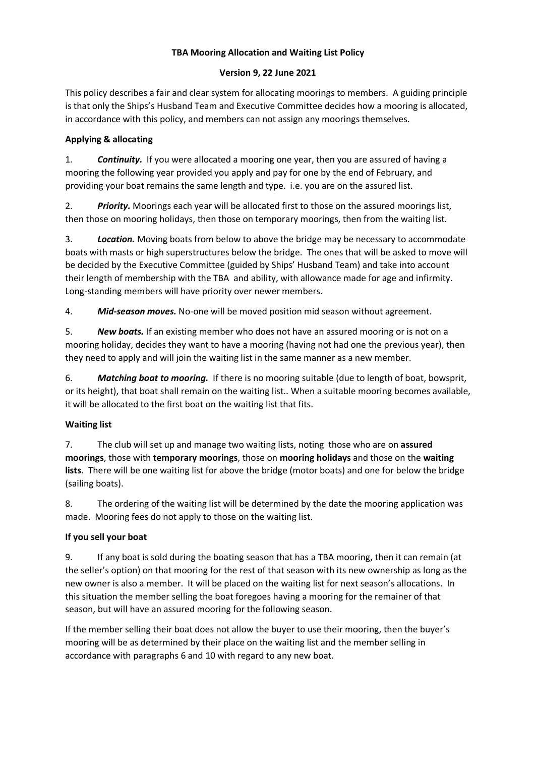# TBA Mooring Allocation and Waiting List Policy

**Version 9, 22 June 2021**

This policy describes a fair and clear system for allocating moorings to members. A guiding principle is that only the Ships's Husband Team and Executive Committee decides how a mooring is allocated, in accordance with this policy, and members can not assign any moorings themselves.

## Applying & allocating

1. ***Continuity.*** If you were allocated a mooring one year, then you are assured of having a mooring the following year provided you apply and pay for one by the end of February, and providing your boat remains the same length and type. i.e. you are on the assured list.

2. ***Priority.*** Moorings each year will be allocated first to those on the assured moorings list, then those on mooring holidays, then those on temporary moorings, then from the waiting list.

3. ***Location.*** Moving boats from below to above the bridge may be necessary to accommodate boats with masts or high superstructures below the bridge. The ones that will be asked to move will be decided by the Executive Committee (guided by Ships' Husband Team) and take into account their length of membership with the TBA and ability, with allowance made for age and infirmity. Long-standing members will have priority over newer members.

4. ***Mid-season moves.*** No-one will be moved position mid season without agreement.

5. ***New boats.*** If an existing member who does not have an assured mooring or is not on a mooring holiday, decides they want to have a mooring (having not had one the previous year), then they need to apply and will join the waiting list in the same manner as a new member.

6. ***Matching boat to mooring.*** If there is no mooring suitable (due to length of boat, bowsprit, or its height), that boat shall remain on the waiting list.. When a suitable mooring becomes available, it will be allocated to the first boat on the waiting list that fits.

## Waiting list

7. The club will set up and manage two waiting lists, noting those who are on **assured moorings**, those with **temporary moorings**, those on **mooring holidays** and those on the **waiting lists**. There will be one waiting list for above the bridge (motor boats) and one for below the bridge (sailing boats).

8. The ordering of the waiting list will be determined by the date the mooring application was made. Mooring fees do not apply to those on the waiting list.

## If you sell your boat

9. If any boat is sold during the boating season that has a TBA mooring, then it can remain (at the seller's option) on that mooring for the rest of that season with its new ownership as long as the new owner is also a member. It will be placed on the waiting list for next season's allocations. In this situation the member selling the boat foregoes having a mooring for the remainer of that season, but will have an assured mooring for the following season.

If the member selling their boat does not allow the buyer to use their mooring, then the buyer's mooring will be as determined by their place on the waiting list and the member selling in accordance with paragraphs 6 and 10 with regard to any new boat.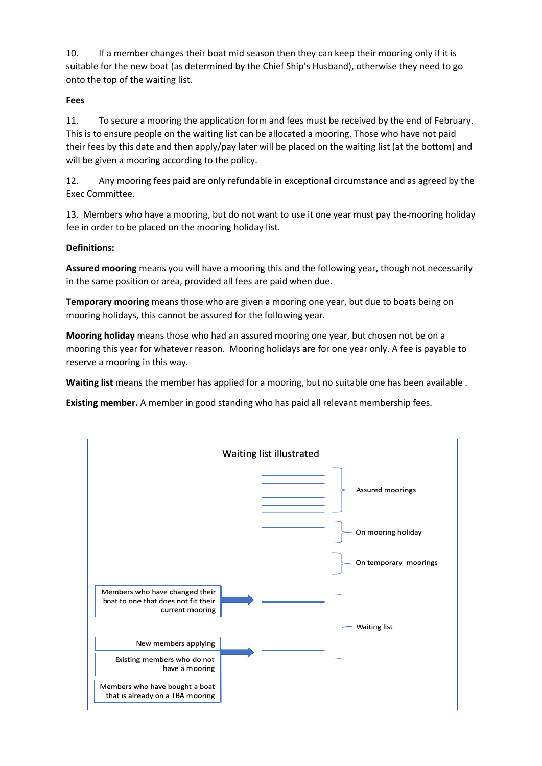10. If a member changes their boat mid season then they can keep their mooring only if it is suitable for the new boat (as determined by the Chief Ship's Husband), otherwise they need to go onto the top of the waiting list.

**Fees**

11. To secure a mooring the application form and fees must be received by the end of February. This is to ensure people on the waiting list can be allocated a mooring. Those who have not paid their fees by this date and then apply/pay later will be placed on the waiting list (at the bottom) and will be given a mooring according to the policy.

12. Any mooring fees paid are only refundable in exceptional circumstance and as agreed by the Exec Committee.

13. Members who have a mooring, but do not want to use it one year must pay the mooring holiday fee in order to be placed on the mooring holiday list.

**Definitions:**

**Assured mooring** means you will have a mooring this and the following year, though not necessarily in the same position or area, provided all fees are paid when due.

**Temporary mooring** means those who are given a mooring one year, but due to boats being on mooring holidays, this cannot be assured for the following year.

**Mooring holiday** means those who had an assured mooring one year, but chosen not be on a mooring this year for whatever reason. Mooring holidays are for one year only. A fee is payable to reserve a mooring in this way.

**Waiting list** means the member has applied for a mooring, but no suitable one has been available .

**Existing member.** A member in good standing who has paid all relevant membership fees.

Waiting list illustrated

Assured moorings

On mooring holiday

On temporary moorings

Members who have changed their boat to one that does not fit their current mooring

Waiting list

New members applying

Existing members who do not have a mooring

Members who have bought a boat that is already on a TBA mooring